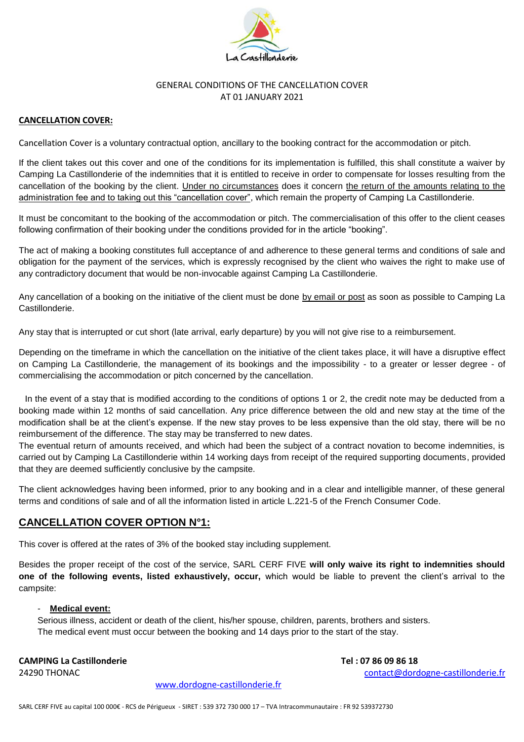GENERAL CONDITIONS OF THE CANCELLATION COVER
AT 01 JANUARY 2021

**CANCELLATION COVER:**

Cancellation Cover is a voluntary contractual option, ancillary to the booking contract for the accommodation or pitch.

If the client takes out this cover and one of the conditions for its implementation is fulfilled, this shall constitute a waiver by Camping La Castillonderie of the indemnities that it is entitled to receive in order to compensate for losses resulting from the cancellation of the booking by the client. Under no circumstances does it concern the return of the amounts relating to the administration fee and to taking out this "cancellation cover", which remain the property of Camping La Castillonderie.

It must be concomitant to the booking of the accommodation or pitch. The commercialisation of this offer to the client ceases following confirmation of their booking under the conditions provided for in the article "booking".

The act of making a booking constitutes full acceptance of and adherence to these general terms and conditions of sale and obligation for the payment of the services, which is expressly recognised by the client who waives the right to make use of any contradictory document that would be non-invocable against Camping La Castillonderie.

Any cancellation of a booking on the initiative of the client must be done by email or post as soon as possible to Camping La Castillonderie.

Any stay that is interrupted or cut short (late arrival, early departure) by you will not give rise to a reimbursement.

Depending on the timeframe in which the cancellation on the initiative of the client takes place, it will have a disruptive effect on Camping La Castillonderie, the management of its bookings and the impossibility - to a greater or lesser degree - of commercialising the accommodation or pitch concerned by the cancellation.

In the event of a stay that is modified according to the conditions of options 1 or 2, the credit note may be deducted from a booking made within 12 months of said cancellation. Any price difference between the old and new stay at the time of the modification shall be at the client's expense. If the new stay proves to be less expensive than the old stay, there will be no reimbursement of the difference. The stay may be transferred to new dates.
The eventual return of amounts received, and which had been the subject of a contract novation to become indemnities, is carried out by Camping La Castillonderie within 14 working days from receipt of the required supporting documents, provided that they are deemed sufficiently conclusive by the campsite.

The client acknowledges having been informed, prior to any booking and in a clear and intelligible manner, of these general terms and conditions of sale and of all the information listed in article L.221-5 of the French Consumer Code.

## CANCELLATION COVER OPTION N°1:

This cover is offered at the rates of 3% of the booked stay including supplement.

Besides the proper receipt of the cost of the service, SARL CERF FIVE **will only waive its right to indemnities should one of the following events, listed exhaustively, occur,** which would be liable to prevent the client's arrival to the campsite:

- **Medical event:**
  Serious illness, accident or death of the client, his/her spouse, children, parents, brothers and sisters.
  The medical event must occur between the booking and 14 days prior to the start of the stay.

**CAMPING La Castillonderie**
24290 THONAC

**Tel : 07 86 09 86 18**
contact@dordogne-castillonderie.fr

www.dordogne-castillonderie.fr

SARL CERF FIVE au capital 100 000€ - RCS de Périgueux - SIRET : 539 372 730 000 17 – TVA Intracommunautaire : FR 92 539372730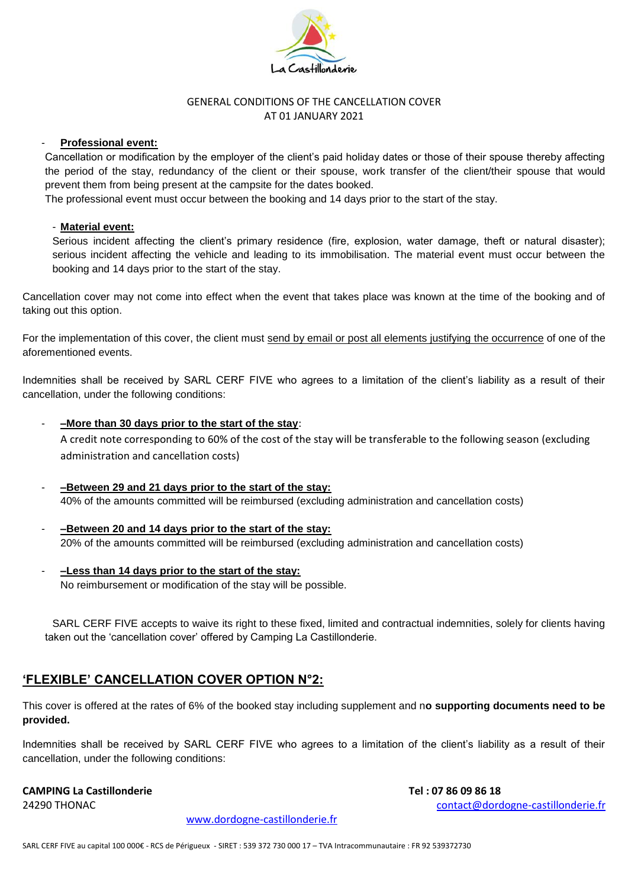GENERAL CONDITIONS OF THE CANCELLATION COVER
AT 01 JANUARY 2021

- **Professional event:**

  Cancellation or modification by the employer of the client's paid holiday dates or those of their spouse thereby affecting the period of the stay, redundancy of the client or their spouse, work transfer of the client/their spouse that would prevent them from being present at the campsite for the dates booked.

  The professional event must occur between the booking and 14 days prior to the start of the stay.

- **Material event:**

  Serious incident affecting the client's primary residence (fire, explosion, water damage, theft or natural disaster); serious incident affecting the vehicle and leading to its immobilisation. The material event must occur between the booking and 14 days prior to the start of the stay.

Cancellation cover may not come into effect when the event that takes place was known at the time of the booking and of taking out this option.

For the implementation of this cover, the client must send by email or post all elements justifying the occurrence of one of the aforementioned events.

Indemnities shall be received by SARL CERF FIVE who agrees to a limitation of the client's liability as a result of their cancellation, under the following conditions:

- **–More than 30 days prior to the start of the stay**:

  A credit note corresponding to 60% of the cost of the stay will be transferable to the following season (excluding administration and cancellation costs)

- **–Between 29 and 21 days prior to the start of the stay:**

  40% of the amounts committed will be reimbursed (excluding administration and cancellation costs)

- **–Between 20 and 14 days prior to the start of the stay:**

  20% of the amounts committed will be reimbursed (excluding administration and cancellation costs)

- **–Less than 14 days prior to the start of the stay:**

  No reimbursement or modification of the stay will be possible.

SARL CERF FIVE accepts to waive its right to these fixed, limited and contractual indemnities, solely for clients having taken out the 'cancellation cover' offered by Camping La Castillonderie.

## 'FLEXIBLE' CANCELLATION COVER OPTION N°2:

This cover is offered at the rates of 6% of the booked stay including supplement and n**o supporting documents need to be provided.**

Indemnities shall be received by SARL CERF FIVE who agrees to a limitation of the client's liability as a result of their cancellation, under the following conditions:

**CAMPING La Castillonderie**
24290 THONAC

**Tel : 07 86 09 86 18**
contact@dordogne-castillonderie.fr

www.dordogne-castillonderie.fr

SARL CERF FIVE au capital 100 000€ - RCS de Périgueux - SIRET : 539 372 730 000 17 – TVA Intracommunautaire : FR 92 539372730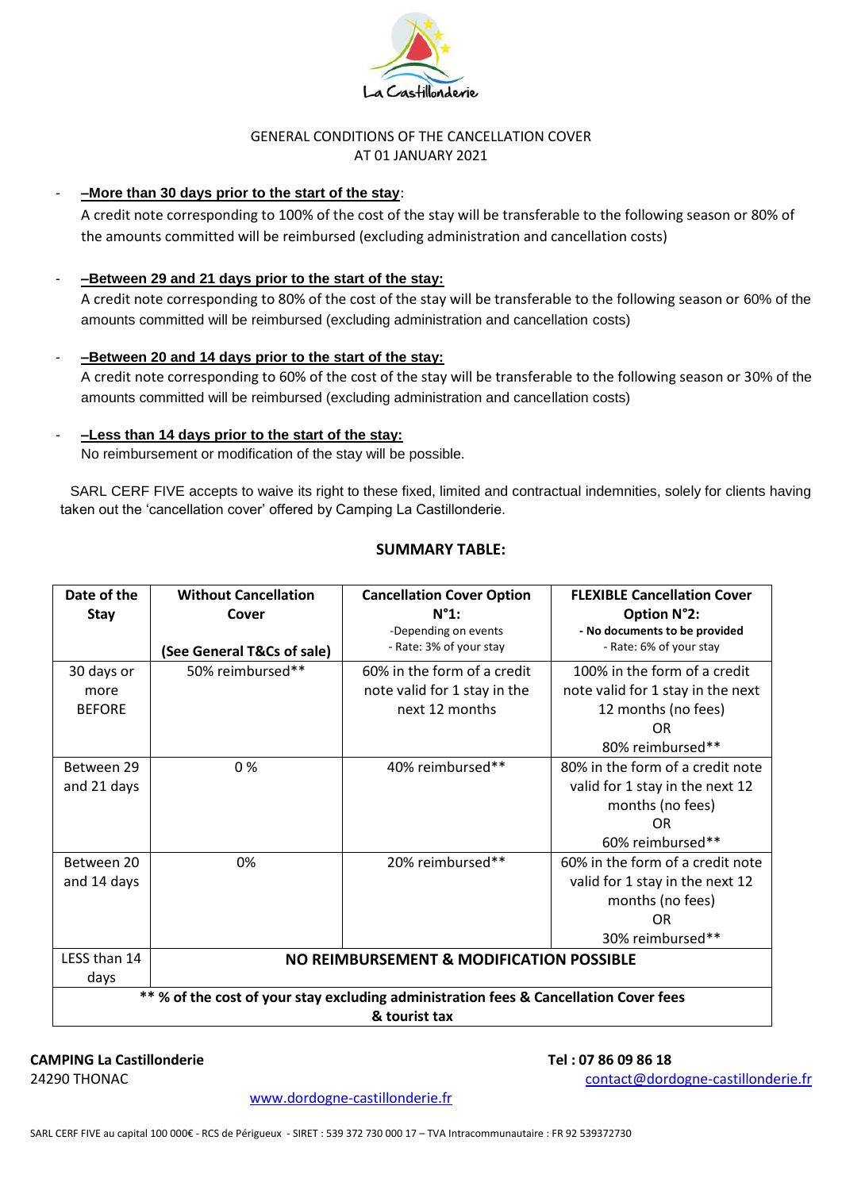GENERAL CONDITIONS OF THE CANCELLATION COVER
AT 01 JANUARY 2021

- **–More than 30 days prior to the start of the stay**:
  A credit note corresponding to 100% of the cost of the stay will be transferable to the following season or 80% of the amounts committed will be reimbursed (excluding administration and cancellation costs)

- **–Between 29 and 21 days prior to the start of the stay:**
  A credit note corresponding to 80% of the cost of the stay will be transferable to the following season or 60% of the amounts committed will be reimbursed (excluding administration and cancellation costs)

- **–Between 20 and 14 days prior to the start of the stay:**
  A credit note corresponding to 60% of the cost of the stay will be transferable to the following season or 30% of the amounts committed will be reimbursed (excluding administration and cancellation costs)

- **–Less than 14 days prior to the start of the stay:**
  No reimbursement or modification of the stay will be possible.

SARL CERF FIVE accepts to waive its right to these fixed, limited and contractual indemnities, solely for clients having taken out the 'cancellation cover' offered by Camping La Castillonderie.

**SUMMARY TABLE:**

| Date of the Stay | Without Cancellation Cover (See General T&Cs of sale) | Cancellation Cover Option N°1: -Depending on events - Rate: 3% of your stay | FLEXIBLE Cancellation Cover Option N°2: - No documents to be provided - Rate: 6% of your stay |
|---|---|---|---|
| 30 days or more BEFORE | 50% reimbursed** | 60% in the form of a credit note valid for 1 stay in the next 12 months | 100% in the form of a credit note valid for 1 stay in the next 12 months (no fees) OR 80% reimbursed** |
| Between 29 and 21 days | 0 % | 40% reimbursed** | 80% in the form of a credit note valid for 1 stay in the next 12 months (no fees) OR 60% reimbursed** |
| Between 20 and 14 days | 0% | 20% reimbursed** | 60% in the form of a credit note valid for 1 stay in the next 12 months (no fees) OR 30% reimbursed** |
| LESS than 14 days | **NO REIMBURSEMENT & MODIFICATION POSSIBLE** | | |
| **** % of the cost of your stay excluding administration fees & Cancellation Cover fees & tourist tax** | | | |

**CAMPING La Castillonderie**
24290 THONAC

**Tel : 07 86 09 86 18**
contact@dordogne-castillonderie.fr

www.dordogne-castillonderie.fr

SARL CERF FIVE au capital 100 000€ - RCS de Périgueux - SIRET : 539 372 730 000 17 – TVA Intracommunautaire : FR 92 539372730